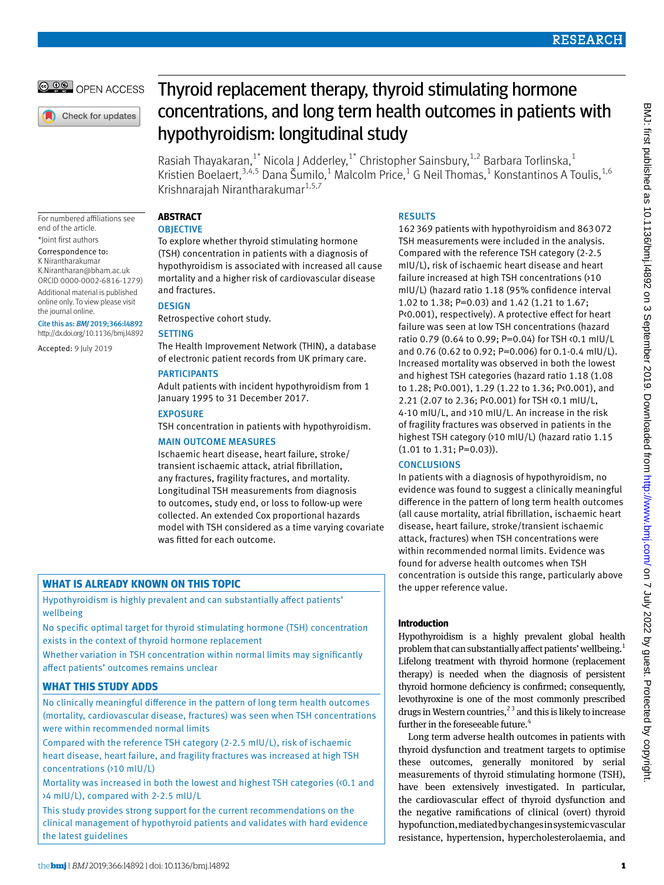# Thyroid replacement therapy, thyroid stimulating hormone concentrations, and long term health outcomes in patients with hypothyroidism: longitudinal study

Rasiah Thayakaran,[1*] Nicola J Adderley,[1*] Christopher Sainsbury,[1,2] Barbara Torlinska,[1] Kristien Boelaert,[3,4,5] Dana Šumilo,[1] Malcolm Price,[1] G Neil Thomas,[1] Konstantinos A Toulis,[1,6] Krishnarajah Nirantharakumar[1,5,7]

For numbered affiliations see end of the article.

*Joint first authors

Correspondence to: K Nirantharakumar K.Nirantharan@bham.ac.uk ORCID 0000-0002-6816-1279)

Additional material is published online only. To view please visit the journal online.

Cite this as: *BMJ* 2019;366:l4892 http://dx.doi.org/10.1136/bmj.l4892

Accepted: 9 July 2019

## ABSTRACT

### OBJECTIVE
To explore whether thyroid stimulating hormone (TSH) concentration in patients with a diagnosis of hypothyroidism is associated with increased all cause mortality and a higher risk of cardiovascular disease and fractures.

### DESIGN
Retrospective cohort study.

### SETTING
The Health Improvement Network (THIN), a database of electronic patient records from UK primary care.

### PARTICIPANTS
Adult patients with incident hypothyroidism from 1 January 1995 to 31 December 2017.

### EXPOSURE
TSH concentration in patients with hypothyroidism.

### MAIN OUTCOME MEASURES
Ischaemic heart disease, heart failure, stroke/transient ischaemic attack, atrial fibrillation, any fractures, fragility fractures, and mortality. Longitudinal TSH measurements from diagnosis to outcomes, study end, or loss to follow-up were collected. An extended Cox proportional hazards model with TSH considered as a time varying covariate was fitted for each outcome.

### RESULTS
162 369 patients with hypothyroidism and 863 072 TSH measurements were included in the analysis. Compared with the reference TSH category (2-2.5 mIU/L), risk of ischaemic heart disease and heart failure increased at high TSH concentrations (>10 mIU/L) (hazard ratio 1.18 (95% confidence interval 1.02 to 1.38; P=0.03) and 1.42 (1.21 to 1.67; P<0.001), respectively). A protective effect for heart failure was seen at low TSH concentrations (hazard ratio 0.79 (0.64 to 0.99; P=0.04) for TSH <0.1 mIU/L and 0.76 (0.62 to 0.92; P=0.006) for 0.1-0.4 mIU/L). Increased mortality was observed in both the lowest and highest TSH categories (hazard ratio 1.18 (1.08 to 1.28; P<0.001), 1.29 (1.22 to 1.36; P<0.001), and 2.21 (2.07 to 2.36; P<0.001) for TSH <0.1 mIU/L, 4-10 mIU/L, and >10 mIU/L. An increase in the risk of fragility fractures was observed in patients in the highest TSH category (>10 mIU/L) (hazard ratio 1.15 (1.01 to 1.31; P=0.03)).

### CONCLUSIONS
In patients with a diagnosis of hypothyroidism, no evidence was found to suggest a clinically meaningful difference in the pattern of long term health outcomes (all cause mortality, atrial fibrillation, ischaemic heart disease, heart failure, stroke/transient ischaemic attack, fractures) when TSH concentrations were within recommended normal limits. Evidence was found for adverse health outcomes when TSH concentration is outside this range, particularly above the upper reference value.

## WHAT IS ALREADY KNOWN ON THIS TOPIC

Hypothyroidism is highly prevalent and can substantially affect patients' wellbeing

No specific optimal target for thyroid stimulating hormone (TSH) concentration exists in the context of thyroid hormone replacement

Whether variation in TSH concentration within normal limits may significantly affect patients' outcomes remains unclear

## WHAT THIS STUDY ADDS

No clinically meaningful difference in the pattern of long term health outcomes (mortality, cardiovascular disease, fractures) was seen when TSH concentrations were within recommended normal limits

Compared with the reference TSH category (2-2.5 mIU/L), risk of ischaemic heart disease, heart failure, and fragility fractures was increased at high TSH concentrations (>10 mIU/L)

Mortality was increased in both the lowest and highest TSH categories (<0.1 and >4 mIU/L), compared with 2-2.5 mIU/L

This study provides strong support for the current recommendations on the clinical management of hypothyroid patients and validates with hard evidence the latest guidelines

## Introduction

Hypothyroidism is a highly prevalent global health problem that can substantially affect patients' wellbeing.[1] Lifelong treatment with thyroid hormone (replacement therapy) is needed when the diagnosis of persistent thyroid hormone deficiency is confirmed; consequently, levothyroxine is one of the most commonly prescribed drugs in Western countries,[2,3] and this is likely to increase further in the foreseeable future.[4]

Long term adverse health outcomes in patients with thyroid dysfunction and treatment targets to optimise these outcomes, generally monitored by serial measurements of thyroid stimulating hormone (TSH), have been extensively investigated. In particular, the cardiovascular effect of thyroid dysfunction and the negative ramifications of clinical (overt) thyroid hypofunction, mediated by changes in systemic vascular resistance, hypertension, hypercholesterolaemia, and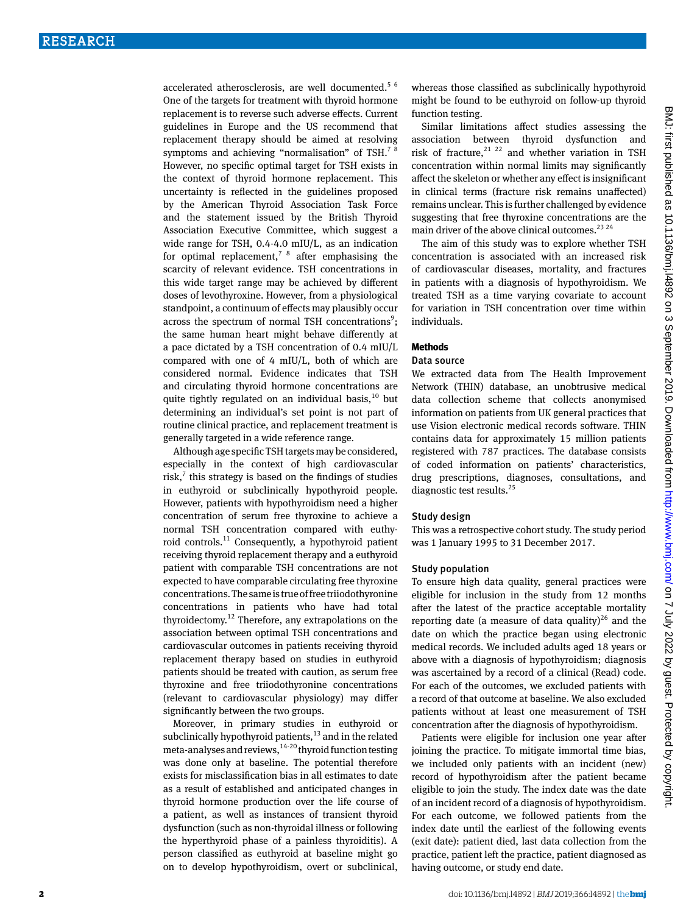accelerated atherosclerosis, are well documented.[5 6] One of the targets for treatment with thyroid hormone replacement is to reverse such adverse effects. Current guidelines in Europe and the US recommend that replacement therapy should be aimed at resolving symptoms and achieving "normalisation" of TSH.[7 8] However, no specific optimal target for TSH exists in the context of thyroid hormone replacement. This uncertainty is reflected in the guidelines proposed by the American Thyroid Association Task Force and the statement issued by the British Thyroid Association Executive Committee, which suggest a wide range for TSH, 0.4-4.0 mIU/L, as an indication for optimal replacement,[7 8] after emphasising the scarcity of relevant evidence. TSH concentrations in this wide target range may be achieved by different doses of levothyroxine. However, from a physiological standpoint, a continuum of effects may plausibly occur across the spectrum of normal TSH concentrations[9]; the same human heart might behave differently at a pace dictated by a TSH concentration of 0.4 mIU/L compared with one of 4 mIU/L, both of which are considered normal. Evidence indicates that TSH and circulating thyroid hormone concentrations are quite tightly regulated on an individual basis,[10] but determining an individual's set point is not part of routine clinical practice, and replacement treatment is generally targeted in a wide reference range.

Although age specific TSH targets may be considered, especially in the context of high cardiovascular risk,[7] this strategy is based on the findings of studies in euthyroid or subclinically hypothyroid people. However, patients with hypothyroidism need a higher concentration of serum free thyroxine to achieve a normal TSH concentration compared with euthyroid controls.[11] Consequently, a hypothyroid patient receiving thyroid replacement therapy and a euthyroid patient with comparable TSH concentrations are not expected to have comparable circulating free thyroxine concentrations. The same is true of free triiodothyronine concentrations in patients who have had total thyroidectomy.[12] Therefore, any extrapolations on the association between optimal TSH concentrations and cardiovascular outcomes in patients receiving thyroid replacement therapy based on studies in euthyroid patients should be treated with caution, as serum free thyroxine and free triiodothyronine concentrations (relevant to cardiovascular physiology) may differ significantly between the two groups.

Moreover, in primary studies in euthyroid or subclinically hypothyroid patients,[13] and in the related meta-analyses and reviews,[14-20] thyroid function testing was done only at baseline. The potential therefore exists for misclassification bias in all estimates to date as a result of established and anticipated changes in thyroid hormone production over the life course of a patient, as well as instances of transient thyroid dysfunction (such as non-thyroidal illness or following the hyperthyroid phase of a painless thyroiditis). A person classified as euthyroid at baseline might go on to develop hypothyroidism, overt or subclinical, whereas those classified as subclinically hypothyroid might be found to be euthyroid on follow-up thyroid function testing.

Similar limitations affect studies assessing the association between thyroid dysfunction and risk of fracture,[21 22] and whether variation in TSH concentration within normal limits may significantly affect the skeleton or whether any effect is insignificant in clinical terms (fracture risk remains unaffected) remains unclear. This is further challenged by evidence suggesting that free thyroxine concentrations are the main driver of the above clinical outcomes.[23 24]

The aim of this study was to explore whether TSH concentration is associated with an increased risk of cardiovascular diseases, mortality, and fractures in patients with a diagnosis of hypothyroidism. We treated TSH as a time varying covariate to account for variation in TSH concentration over time within individuals.

## Methods

### Data source

We extracted data from The Health Improvement Network (THIN) database, an unobtrusive medical data collection scheme that collects anonymised information on patients from UK general practices that use Vision electronic medical records software. THIN contains data for approximately 15 million patients registered with 787 practices. The database consists of coded information on patients' characteristics, drug prescriptions, diagnoses, consultations, and diagnostic test results.[25]

### Study design

This was a retrospective cohort study. The study period was 1 January 1995 to 31 December 2017.

### Study population

To ensure high data quality, general practices were eligible for inclusion in the study from 12 months after the latest of the practice acceptable mortality reporting date (a measure of data quality)[26] and the date on which the practice began using electronic medical records. We included adults aged 18 years or above with a diagnosis of hypothyroidism; diagnosis was ascertained by a record of a clinical (Read) code. For each of the outcomes, we excluded patients with a record of that outcome at baseline. We also excluded patients without at least one measurement of TSH concentration after the diagnosis of hypothyroidism.

Patients were eligible for inclusion one year after joining the practice. To mitigate immortal time bias, we included only patients with an incident (new) record of hypothyroidism after the patient became eligible to join the study. The index date was the date of an incident record of a diagnosis of hypothyroidism. For each outcome, we followed patients from the index date until the earliest of the following events (exit date): patient died, last data collection from the practice, patient left the practice, patient diagnosed as having outcome, or study end date.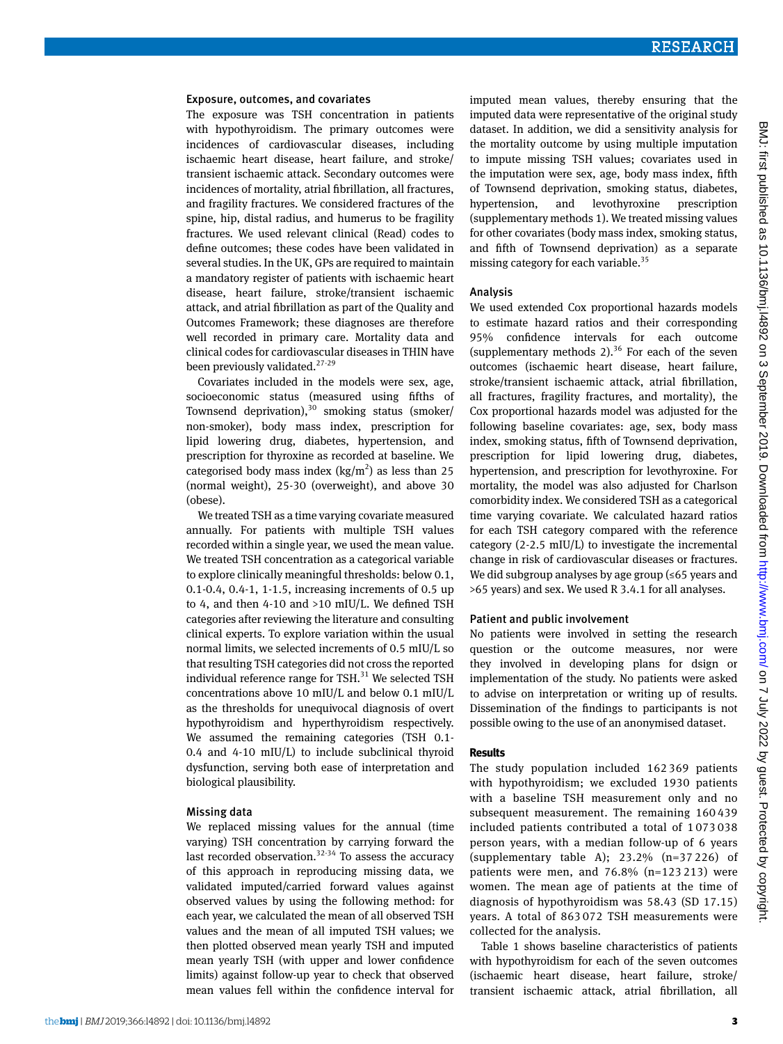### Exposure, outcomes, and covariates

The exposure was TSH concentration in patients with hypothyroidism. The primary outcomes were incidences of cardiovascular diseases, including ischaemic heart disease, heart failure, and stroke/transient ischaemic attack. Secondary outcomes were incidences of mortality, atrial fibrillation, all fractures, and fragility fractures. We considered fractures of the spine, hip, distal radius, and humerus to be fragility fractures. We used relevant clinical (Read) codes to define outcomes; these codes have been validated in several studies. In the UK, GPs are required to maintain a mandatory register of patients with ischaemic heart disease, heart failure, stroke/transient ischaemic attack, and atrial fibrillation as part of the Quality and Outcomes Framework; these diagnoses are therefore well recorded in primary care. Mortality data and clinical codes for cardiovascular diseases in THIN have been previously validated.[27-29]

Covariates included in the models were sex, age, socioeconomic status (measured using fifths of Townsend deprivation),[30] smoking status (smoker/non-smoker), body mass index, prescription for lipid lowering drug, diabetes, hypertension, and prescription for thyroxine as recorded at baseline. We categorised body mass index (kg/m$^2$) as less than 25 (normal weight), 25-30 (overweight), and above 30 (obese).

We treated TSH as a time varying covariate measured annually. For patients with multiple TSH values recorded within a single year, we used the mean value. We treated TSH concentration as a categorical variable to explore clinically meaningful thresholds: below 0.1, 0.1-0.4, 0.4-1, 1-1.5, increasing increments of 0.5 up to 4, and then 4-10 and >10 mIU/L. We defined TSH categories after reviewing the literature and consulting clinical experts. To explore variation within the usual normal limits, we selected increments of 0.5 mIU/L so that resulting TSH categories did not cross the reported individual reference range for TSH.[31] We selected TSH concentrations above 10 mIU/L and below 0.1 mIU/L as the thresholds for unequivocal diagnosis of overt hypothyroidism and hyperthyroidism respectively. We assumed the remaining categories (TSH 0.1-0.4 and 4-10 mIU/L) to include subclinical thyroid dysfunction, serving both ease of interpretation and biological plausibility.

### Missing data

We replaced missing values for the annual (time varying) TSH concentration by carrying forward the last recorded observation.[32-34] To assess the accuracy of this approach in reproducing missing data, we validated imputed/carried forward values against observed values by using the following method: for each year, we calculated the mean of all observed TSH values and the mean of all imputed TSH values; we then plotted observed mean yearly TSH and imputed mean yearly TSH (with upper and lower confidence limits) against follow-up year to check that observed mean values fell within the confidence interval for imputed mean values, thereby ensuring that the imputed data were representative of the original study dataset. In addition, we did a sensitivity analysis for the mortality outcome by using multiple imputation to impute missing TSH values; covariates used in the imputation were sex, age, body mass index, fifth of Townsend deprivation, smoking status, diabetes, hypertension, and levothyroxine prescription (supplementary methods 1). We treated missing values for other covariates (body mass index, smoking status, and fifth of Townsend deprivation) as a separate missing category for each variable.[35]

### Analysis

We used extended Cox proportional hazards models to estimate hazard ratios and their corresponding 95% confidence intervals for each outcome (supplementary methods 2).[36] For each of the seven outcomes (ischaemic heart disease, heart failure, stroke/transient ischaemic attack, atrial fibrillation, all fractures, fragility fractures, and mortality), the Cox proportional hazards model was adjusted for the following baseline covariates: age, sex, body mass index, smoking status, fifth of Townsend deprivation, prescription for lipid lowering drug, diabetes, hypertension, and prescription for levothyroxine. For mortality, the model was also adjusted for Charlson comorbidity index. We considered TSH as a categorical time varying covariate. We calculated hazard ratios for each TSH category compared with the reference category (2-2.5 mIU/L) to investigate the incremental change in risk of cardiovascular diseases or fractures. We did subgroup analyses by age group (≤65 years and >65 years) and sex. We used R 3.4.1 for all analyses.

### Patient and public involvement

No patients were involved in setting the research question or the outcome measures, nor were they involved in developing plans for dsign or implementation of the study. No patients were asked to advise on interpretation or writing up of results. Dissemination of the findings to participants is not possible owing to the use of an anonymised dataset.

## Results

The study population included 162 369 patients with hypothyroidism; we excluded 1930 patients with a baseline TSH measurement only and no subsequent measurement. The remaining 160 439 included patients contributed a total of 1 073 038 person years, with a median follow-up of 6 years (supplementary table A); 23.2% (n=37 226) of patients were men, and 76.8% (n=123 213) were women. The mean age of patients at the time of diagnosis of hypothyroidism was 58.43 (SD 17.15) years. A total of 863 072 TSH measurements were collected for the analysis.

Table 1 shows baseline characteristics of patients with hypothyroidism for each of the seven outcomes (ischaemic heart disease, heart failure, stroke/transient ischaemic attack, atrial fibrillation, all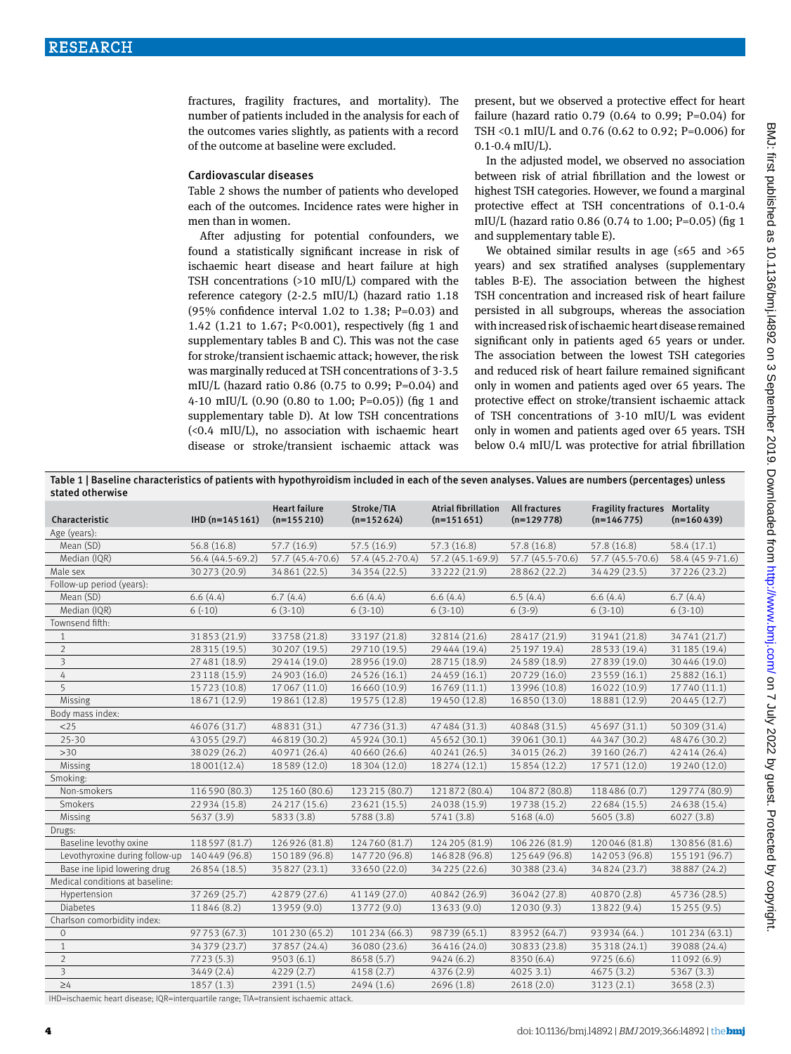fractures, fragility fractures, and mortality). The number of patients included in the analysis for each of the outcomes varies slightly, as patients with a record of the outcome at baseline were excluded.

### Cardiovascular diseases

Table 2 shows the number of patients who developed each of the outcomes. Incidence rates were higher in men than in women.

After adjusting for potential confounders, we found a statistically significant increase in risk of ischaemic heart disease and heart failure at high TSH concentrations (>10 mIU/L) compared with the reference category (2-2.5 mIU/L) (hazard ratio 1.18 (95% confidence interval 1.02 to 1.38; P=0.03) and 1.42 (1.21 to 1.67; P<0.001), respectively (fig 1 and supplementary tables B and C). This was not the case for stroke/transient ischaemic attack; however, the risk was marginally reduced at TSH concentrations of 3-3.5 mIU/L (hazard ratio 0.86 (0.75 to 0.99; P=0.04) and 4-10 mIU/L (0.90 (0.80 to 1.00; P=0.05)) (fig 1 and supplementary table D). At low TSH concentrations (<0.4 mIU/L), no association with ischaemic heart disease or stroke/transient ischaemic attack was present, but we observed a protective effect for heart failure (hazard ratio 0.79 (0.64 to 0.99; P=0.04) for TSH <0.1 mIU/L and 0.76 (0.62 to 0.92; P=0.006) for 0.1-0.4 mIU/L).

In the adjusted model, we observed no association between risk of atrial fibrillation and the lowest or highest TSH categories. However, we found a marginal protective effect at TSH concentrations of 0.1-0.4 mIU/L (hazard ratio 0.86 (0.74 to 1.00; P=0.05) (fig 1 and supplementary table E).

We obtained similar results in age (≤65 and >65 years) and sex stratified analyses (supplementary tables B-E). The association between the highest TSH concentration and increased risk of heart failure persisted in all subgroups, whereas the association with increased risk of ischaemic heart disease remained significant only in patients aged 65 years or under. The association between the lowest TSH categories and reduced risk of heart failure remained significant only in women and patients aged over 65 years. The protective effect on stroke/transient ischaemic attack of TSH concentrations of 3-10 mIU/L was evident only in women and patients aged over 65 years. TSH below 0.4 mIU/L was protective for atrial fibrillation

**Table 1 | Baseline characteristics of patients with hypothyroidism included in each of the seven analyses. Values are numbers (percentages) unless stated otherwise**

| Characteristic | IHD (n=145 161) | Heart failure (n=155 210) | Stroke/TIA (n=152 624) | Atrial fibrillation (n=151 651) | All fractures (n=129 778) | Fragility fractures (n=146 775) | Mortality (n=160 439) |
|---|---|---|---|---|---|---|---|
| Age (years): | | | | | | | |
| Mean (SD) | 56.8 (16.8) | 57.7 (16.9) | 57.5 (16.9) | 57.3 (16.8) | 57.8 (16.8) | 57.8 (16.8) | 58.4 (17.1) |
| Median (IQR) | 56.4 (44.5-69.2) | 57.7 (45.4-70.6) | 57.4 (45.2-70.4) | 57.2 (45.1-69.9) | 57.7 (45.5-70.6) | 57.7 (45.5-70.6) | 58.4 (45 9-71.6) |
| Male sex | 30 273 (20.9) | 34 861 (22.5) | 34 354 (22.5) | 33 222 (21.9) | 28 862 (22.2) | 34 429 (23.5) | 37 226 (23.2) |
| Follow-up period (years): | | | | | | | |
| Mean (SD) | 6.6 (4.4) | 6.7 (4.4) | 6.6 (4.4) | 6.6 (4.4) | 6.5 (4.4) | 6.6 (4.4) | 6.7 (4.4) |
| Median (IQR) | 6 (-10) | 6 (3-10) | 6 (3-10) | 6 (3-10) | 6 (3-9) | 6 (3-10) | 6 (3-10) |
| Townsend fifth: | | | | | | | |
| 1 | 31 853 (21.9) | 33 758 (21.8) | 33 197 (21.8) | 32 814 (21.6) | 28 417 (21.9) | 31 941 (21.8) | 34 741 (21.7) |
| 2 | 28 315 (19.5) | 30 207 (19.5) | 29 710 (19.5) | 29 444 (19.4) | 25 197 19.4) | 28 533 (19.4) | 31 185 (19.4) |
| 3 | 27 481 (18.9) | 29 414 (19.0) | 28 956 (19.0) | 28 715 (18.9) | 24 589 (18.9) | 27 839 (19.0) | 30 446 (19.0) |
| 4 | 23 118 (15.9) | 24 903 (16.0) | 24 526 (16.1) | 24 459 (16.1) | 20 729 (16.0) | 23 559 (16.1) | 25 882 (16.1) |
| 5 | 15 723 (10.8) | 17 067 (11.0) | 16 660 (10.9) | 16 769 (11.1) | 13 996 (10.8) | 16 022 (10.9) | 17 740 (11.1) |
| Missing | 18 671 (12.9) | 19 861 (12.8) | 19 575 (12.8) | 19 450 (12.8) | 16 850 (13.0) | 18 881 (12.9) | 20 445 (12.7) |
| Body mass index: | | | | | | | |
| <25 | 46 076 (31.7) | 48 831 (31.) | 47 736 (31.3) | 47 484 (31.3) | 40 848 (31.5) | 45 697 (31.1) | 50 309 (31.4) |
| 25-30 | 43 055 (29.7) | 46 819 (30.2) | 45 924 (30.1) | 45 652 (30.1) | 39 061 (30.1) | 44 347 (30.2) | 48 476 (30.2) |
| >30 | 38 029 (26.2) | 40 971 (26.4) | 40 660 (26.6) | 40 241 (26.5) | 34 015 (26.2) | 39 160 (26.7) | 42 414 (26.4) |
| Missing | 18 001(12.4) | 18 589 (12.0) | 18 304 (12.0) | 18 274 (12.1) | 15 854 (12.2) | 17 571 (12.0) | 19 240 (12.0) |
| Smoking: | | | | | | | |
| Non-smokers | 116 590 (80.3) | 125 160 (80.6) | 123 215 (80.7) | 121 872 (80.4) | 104 872 (80.8) | 118 486 (0.7) | 129 774 (80.9) |
| Smokers | 22 934 (15.8) | 24 217 (15.6) | 23 621 (15.5) | 24 038 (15.9) | 19 738 (15.2) | 22 684 (15.5) | 24 638 (15.4) |
| Missing | 5637 (3.9) | 5833 (3.8) | 5788 (3.8) | 5741 (3.8) | 5168 (4.0) | 5605 (3.8) | 6027 (3.8) |
| Drugs: | | | | | | | |
| Baseline levothy oxine | 118 597 (81.7) | 126 926 (81.8) | 124 760 (81.7) | 124 205 (81.9) | 106 226 (81.9) | 120 046 (81.8) | 130 856 (81.6) |
| Levothyroxine during follow-up | 140 449 (96.8) | 150 189 (96.8) | 147 720 (96.8) | 146 828 (96.8) | 125 649 (96.8) | 142 053 (96.8) | 155 191 (96.7) |
| Base ine lipid lowering drug | 26 854 (18.5) | 35 827 (23.1) | 33 650 (22.0) | 34 225 (22.6) | 30 388 (23.4) | 34 824 (23.7) | 38 887 (24.2) |
| Medical conditions at baseline: | | | | | | | |
| Hypertension | 37 269 (25.7) | 42 879 (27.6) | 41 149 (27.0) | 40 842 (26.9) | 36 042 (27.8) | 40 870 (2.8) | 45 736 (28.5) |
| Diabetes | 11 846 (8.2) | 13 959 (9.0) | 13 772 (9.0) | 13 633 (9.0) | 12 030 (9.3) | 13 822 (9.4) | 15 255 (9.5) |
| Charlson comorbidity index: | | | | | | | |
| 0 | 97 753 (67.3) | 101 230 (65.2) | 101 234 (66.3) | 98 739 (65.1) | 83 952 (64.7) | 93 934 (64.) | 101 234 (63.1) |
| 1 | 34 379 (23.7) | 37 857 (24.4) | 36 080 (23.6) | 36 416 (24.0) | 30 833 (23.8) | 35 318 (24.1) | 39 088 (24.4) |
| 2 | 7723 (5.3) | 9503 (6.1) | 8658 (5.7) | 9424 (6.2) | 8350 (6.4) | 9725 (6.6) | 11 092 (6.9) |
| 3 | 3449 (2.4) | 4229 (2.7) | 4158 (2.7) | 4376 (2.9) | 4025 3.1) | 4675 (3.2) | 5367 (3.3) |
| ≥4 | 1857 (1.3) | 2391 (1.5) | 2494 (1.6) | 2696 (1.8) | 2618 (2.0) | 3123 (2.1) | 3658 (2.3) |

IHD=ischaemic heart disease; IQR=interquartile range; TIA=transient ischaemic attack.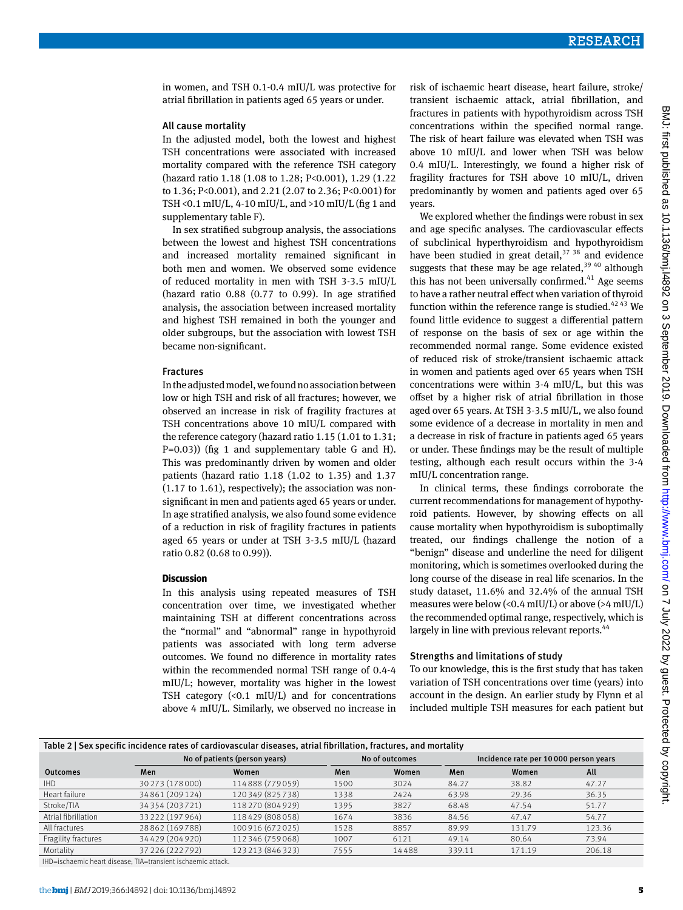in women, and TSH 0.1-0.4 mIU/L was protective for atrial fibrillation in patients aged 65 years or under.

### All cause mortality

In the adjusted model, both the lowest and highest TSH concentrations were associated with increased mortality compared with the reference TSH category (hazard ratio 1.18 (1.08 to 1.28; P<0.001), 1.29 (1.22 to 1.36; P<0.001), and 2.21 (2.07 to 2.36; P<0.001) for TSH <0.1 mIU/L, 4-10 mIU/L, and >10 mIU/L (fig 1 and supplementary table F).

In sex stratified subgroup analysis, the associations between the lowest and highest TSH concentrations and increased mortality remained significant in both men and women. We observed some evidence of reduced mortality in men with TSH 3-3.5 mIU/L (hazard ratio 0.88 (0.77 to 0.99). In age stratified analysis, the association between increased mortality and highest TSH remained in both the younger and older subgroups, but the association with lowest TSH became non-significant.

### Fractures

In the adjusted model, we found no association between low or high TSH and risk of all fractures; however, we observed an increase in risk of fragility fractures at TSH concentrations above 10 mIU/L compared with the reference category (hazard ratio 1.15 (1.01 to 1.31; P=0.03)) (fig 1 and supplementary table G and H). This was predominantly driven by women and older patients (hazard ratio 1.18 (1.02 to 1.35) and 1.37 (1.17 to 1.61), respectively); the association was non-significant in men and patients aged 65 years or under. In age stratified analysis, we also found some evidence of a reduction in risk of fragility fractures in patients aged 65 years or under at TSH 3-3.5 mIU/L (hazard ratio 0.82 (0.68 to 0.99)).

## Discussion

In this analysis using repeated measures of TSH concentration over time, we investigated whether maintaining TSH at different concentrations across the "normal" and "abnormal" range in hypothyroid patients was associated with long term adverse outcomes. We found no difference in mortality rates within the recommended normal TSH range of 0.4-4 mIU/L; however, mortality was higher in the lowest TSH category (<0.1 mIU/L) and for concentrations above 4 mIU/L. Similarly, we observed no increase in risk of ischaemic heart disease, heart failure, stroke/transient ischaemic attack, atrial fibrillation, and fractures in patients with hypothyroidism across TSH concentrations within the specified normal range. The risk of heart failure was elevated when TSH was above 10 mIU/L and lower when TSH was below 0.4 mIU/L. Interestingly, we found a higher risk of fragility fractures for TSH above 10 mIU/L, driven predominantly by women and patients aged over 65 years.

We explored whether the findings were robust in sex and age specific analyses. The cardiovascular effects of subclinical hyperthyroidism and hypothyroidism have been studied in great detail,[37 38] and evidence suggests that these may be age related,[39 40] although this has not been universally confirmed.[41] Age seems to have a rather neutral effect when variation of thyroid function within the reference range is studied.[42 43] We found little evidence to suggest a differential pattern of response on the basis of sex or age within the recommended normal range. Some evidence existed of reduced risk of stroke/transient ischaemic attack in women and patients aged over 65 years when TSH concentrations were within 3-4 mIU/L, but this was offset by a higher risk of atrial fibrillation in those aged over 65 years. At TSH 3-3.5 mIU/L, we also found some evidence of a decrease in mortality in men and a decrease in risk of fracture in patients aged 65 years or under. These findings may be the result of multiple testing, although each result occurs within the 3-4 mIU/L concentration range.

In clinical terms, these findings corroborate the current recommendations for management of hypothyroid patients. However, by showing effects on all cause mortality when hypothyroidism is suboptimally treated, our findings challenge the notion of a "benign" disease and underline the need for diligent monitoring, which is sometimes overlooked during the long course of the disease in real life scenarios. In the study dataset, 11.6% and 32.4% of the annual TSH measures were below (<0.4 mIU/L) or above (>4 mIU/L) the recommended optimal range, respectively, which is largely in line with previous relevant reports.[44]

### Strengths and limitations of study

To our knowledge, this is the first study that has taken variation of TSH concentrations over time (years) into account in the design. An earlier study by Flynn et al included multiple TSH measures for each patient but

**Table 2 | Sex specific incidence rates of cardiovascular diseases, atrial fibrillation, fractures, and mortality**

| | No of patients (person years) | | No of outcomes | | Incidence rate per 10 000 person years | | |
|---|---|---|---|---|---|---|---|
| Outcomes | Men | Women | Men | Women | Men | Women | All |
| IHD | 30 273 (178 000) | 114 888 (779 059) | 1500 | 3024 | 84.27 | 38.82 | 47.27 |
| Heart failure | 34 861 (209 124) | 120 349 (825 738) | 1338 | 2424 | 63.98 | 29.36 | 36.35 |
| Stroke/TIA | 34 354 (203 721) | 118 270 (804 929) | 1395 | 3827 | 68.48 | 47.54 | 51.77 |
| Atrial fibrillation | 33 222 (197 964) | 118 429 (808 058) | 1674 | 3836 | 84.56 | 47.47 | 54.77 |
| All fractures | 28 862 (169 788) | 100 916 (672 025) | 1528 | 8857 | 89.99 | 131.79 | 123.36 |
| Fragility fractures | 34 429 (204 920) | 112 346 (759 068) | 1007 | 6121 | 49.14 | 80.64 | 73.94 |
| Mortality | 37 226 (222 792) | 123 213 (846 323) | 7555 | 14 488 | 339.11 | 171.19 | 206.18 |

IHD=ischaemic heart disease; TIA=transient ischaemic attack.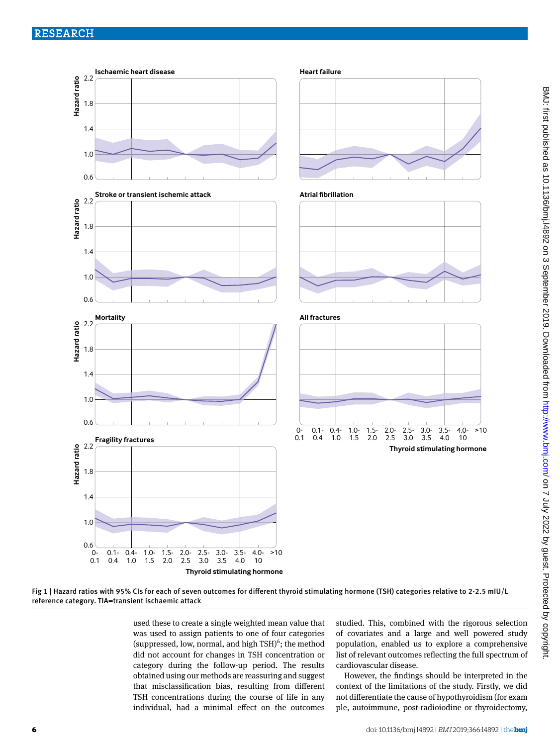Fig 1 | Hazard ratios with 95% CIs for each of seven outcomes for different thyroid stimulating hormone (TSH) categories relative to 2-2.5 mIU/L reference category. TIA=transient ischaemic attack

used these to create a single weighted mean value that was used to assign patients to one of four categories (suppressed, low, normal, and high TSH)[6]; the method did not account for changes in TSH concentration or category during the follow-up period. The results obtained using our methods are reassuring and suggest that misclassification bias, resulting from different TSH concentrations during the course of life in any individual, had a minimal effect on the outcomes studied. This, combined with the rigorous selection of covariates and a large and well powered study population, enabled us to explore a comprehensive list of relevant outcomes reflecting the full spectrum of cardiovascular disease.

However, the findings should be interpreted in the context of the limitations of the study. Firstly, we did not differentiate the cause of hypothyroidism (for example, autoimmune, post-radioiodine or thyroidectomy,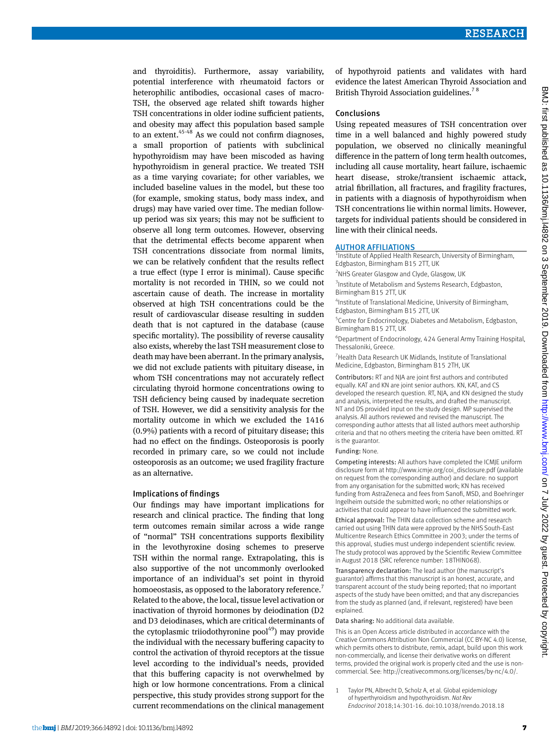and thyroiditis). Furthermore, assay variability, potential interference with rheumatoid factors or heterophilic antibodies, occasional cases of macro-TSH, the observed age related shift towards higher TSH concentrations in older iodine sufficient patients, and obesity may affect this population based sample to an extent.[45-48] As we could not confirm diagnoses, a small proportion of patients with subclinical hypothyroidism may have been miscoded as having hypothyroidism in general practice. We treated TSH as a time varying covariate; for other variables, we included baseline values in the model, but these too (for example, smoking status, body mass index, and drugs) may have varied over time. The median follow-up period was six years; this may not be sufficient to observe all long term outcomes. However, observing that the detrimental effects become apparent when TSH concentrations dissociate from normal limits, we can be relatively confident that the results reflect a true effect (type I error is minimal). Cause specific mortality is not recorded in THIN, so we could not ascertain cause of death. The increase in mortality observed at high TSH concentrations could be the result of cardiovascular disease resulting in sudden death that is not captured in the database (cause specific mortality). The possibility of reverse causality also exists, whereby the last TSH measurement close to death may have been aberrant. In the primary analysis, we did not exclude patients with pituitary disease, in whom TSH concentrations may not accurately reflect circulating thyroid hormone concentrations owing to TSH deficiency being caused by inadequate secretion of TSH. However, we did a sensitivity analysis for the mortality outcome in which we excluded the 1416 (0.9%) patients with a record of pituitary disease; this had no effect on the findings. Osteoporosis is poorly recorded in primary care, so we could not include osteoporosis as an outcome; we used fragility fracture as an alternative.

### Implications of findings

Our findings may have important implications for research and clinical practice. The finding that long term outcomes remain similar across a wide range of "normal" TSH concentrations supports flexibility in the levothyroxine dosing schemes to preserve TSH within the normal range. Extrapolating, this is also supportive of the not uncommonly overlooked importance of an individual's set point in thyroid homoeostasis, as opposed to the laboratory reference.[7] Related to the above, the local, tissue level activation or inactivation of thyroid hormones by deiodination (D2 and D3 deiodinases, which are critical determinants of the cytoplasmic triiodothyronine pool[49]) may provide the individual with the necessary buffering capacity to control the activation of thyroid receptors at the tissue level according to the individual's needs, provided that this buffering capacity is not overwhelmed by high or low hormone concentrations. From a clinical perspective, this study provides strong support for the current recommendations on the clinical management of hypothyroid patients and validates with hard evidence the latest American Thyroid Association and British Thyroid Association guidelines.[7 8]

### Conclusions

Using repeated measures of TSH concentration over time in a well balanced and highly powered study population, we observed no clinically meaningful difference in the pattern of long term health outcomes, including all cause mortality, heart failure, ischaemic heart disease, stroke/transient ischaemic attack, atrial fibrillation, all fractures, and fragility fractures, in patients with a diagnosis of hypothyroidism when TSH concentrations lie within normal limits. However, targets for individual patients should be considered in line with their clinical needs.

#### AUTHOR AFFILIATIONS

[1]Institute of Applied Health Research, University of Birmingham, Edgbaston, Birmingham B15 2TT, UK

[2]NHS Greater Glasgow and Clyde, Glasgow, UK

[3]Institute of Metabolism and Systems Research, Edgbaston, Birmingham B15 2TT, UK

[4]Institute of Translational Medicine, University of Birmingham, Edgbaston, Birmingham B15 2TT, UK

[5]Centre for Endocrinology, Diabetes and Metabolism, Edgbaston, Birmingham B15 2TT, UK

[6]Department of Endocrinology, 424 General Army Training Hospital, Thessaloniki, Greece.

[7]Health Data Research UK Midlands, Institute of Translational Medicine, Edgbaston, Birmingham B15 2TH, UK

**Contributors:** RT and NJA are joint first authors and contributed equally. KAT and KN are joint senior authors. KN, KAT, and CS developed the research question. RT, NJA, and KN designed the study and analysis, interpreted the results, and drafted the manuscript. NT and DS provided input on the study design. MP supervised the analysis. All authors reviewed and revised the manuscript. The corresponding author attests that all listed authors meet authorship criteria and that no others meeting the criteria have been omitted. RT is the guarantor.

**Funding:** None.

**Competing interests:** All authors have completed the ICMJE uniform disclosure form at http://www.icmje.org/coi_disclosure.pdf (available on request from the corresponding author) and declare: no support from any organisation for the submitted work; KN has received funding from AstraZeneca and fees from Sanofi, MSD, and Boehringer Ingelheim outside the submitted work; no other relationships or activities that could appear to have influenced the submitted work.

**Ethical approval:** The THIN data collection scheme and research carried out using THIN data were approved by the NHS South-East Multicentre Research Ethics Committee in 2003; under the terms of this approval, studies must undergo independent scientific review. The study protocol was approved by the Scientific Review Committee in August 2018 (SRC reference number: 18THIN068).

**Transparency declaration:** The lead author (the manuscript's guarantor) affirms that this manuscript is an honest, accurate, and transparent account of the study being reported; that no important aspects of the study have been omitted; and that any discrepancies from the study as planned (and, if relevant, registered) have been explained.

**Data sharing:** No additional data available.

This is an Open Access article distributed in accordance with the Creative Commons Attribution Non Commercial (CC BY-NC 4.0) license, which permits others to distribute, remix, adapt, build upon this work non-commercially, and license their derivative works on different terms, provided the original work is properly cited and the use is non-commercial. See: http://creativecommons.org/licenses/by-nc/4.0/.

1 Taylor PN, Albrecht D, Scholz A, et al. Global epidemiology of hyperthyroidism and hypothyroidism. *Nat Rev Endocrinol* 2018;14:301-16. doi:10.1038/nrendo.2018.18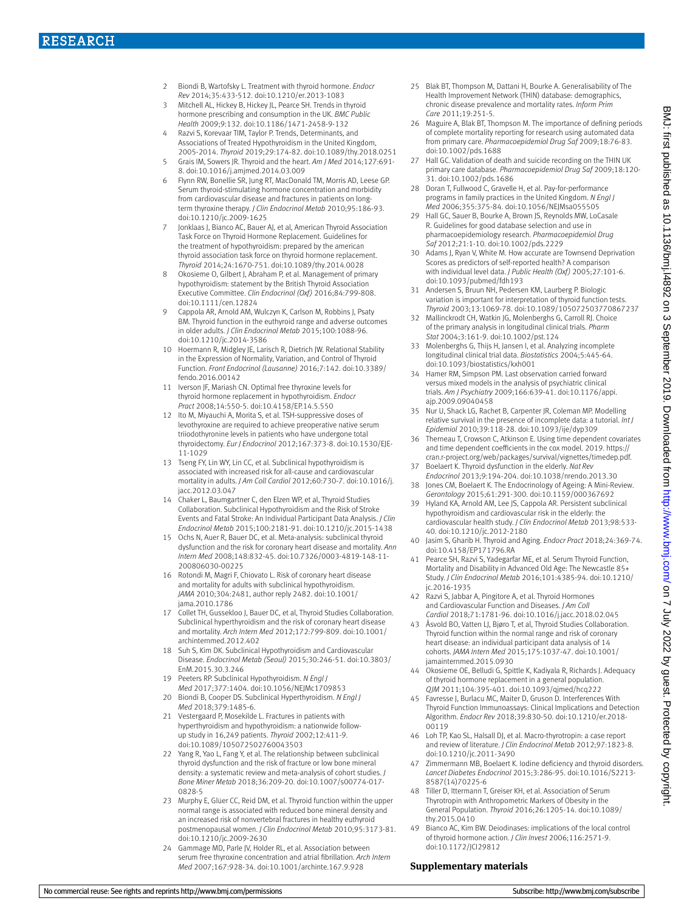2 Biondi B, Wartofsky L. Treatment with thyroid hormone. *Endocr Rev* 2014;35:433-512. doi:10.1210/er.2013-1083

3 Mitchell AL, Hickey B, Hickey JL, Pearce SH. Trends in thyroid hormone prescribing and consumption in the UK. *BMC Public Health* 2009;9:132. doi:10.1186/1471-2458-9-132

4 Razvi S, Korevaar TIM, Taylor P. Trends, Determinants, and Associations of Treated Hypothyroidism in the United Kingdom, 2005-2014. *Thyroid* 2019;29:174-82. doi:10.1089/thy.2018.0251

5 Grais IM, Sowers JR. Thyroid and the heart. *Am J Med* 2014;127:691-8. doi:10.1016/j.amjmed.2014.03.009

6 Flynn RW, Bonellie SR, Jung RT, MacDonald TM, Morris AD, Leese GP. Serum thyroid-stimulating hormone concentration and morbidity from cardiovascular disease and fractures in patients on long-term thyroxine therapy. *J Clin Endocrinol Metab* 2010;95:186-93. doi:10.1210/jc.2009-1625

7 Jonklaas J, Bianco AC, Bauer AJ, et al, American Thyroid Association Task Force on Thyroid Hormone Replacement. Guidelines for the treatment of hypothyroidism: prepared by the american thyroid association task force on thyroid hormone replacement. *Thyroid* 2014;24:1670-751. doi:10.1089/thy.2014.0028

8 Okosieme O, Gilbert J, Abraham P, et al. Management of primary hypothyroidism: statement by the British Thyroid Association Executive Committee. *Clin Endocrinol (Oxf)* 2016;84:799-808. doi:10.1111/cen.12824

9 Cappola AR, Arnold AM, Wulczyn K, Carlson M, Robbins J, Psaty BM. Thyroid function in the euthyroid range and adverse outcomes in older adults. *J Clin Endocrinol Metab* 2015;100:1088-96. doi:10.1210/jc.2014-3586

10 Hoermann R, Midgley JE, Larisch R, Dietrich JW. Relational Stability in the Expression of Normality, Variation, and Control of Thyroid Function. *Front Endocrinol (Lausanne)* 2016;7:142. doi:10.3389/fendo.2016.00142

11 Iverson JF, Mariash CN. Optimal free thyroxine levels for thyroid hormone replacement in hypothyroidism. *Endocr Pract* 2008;14:550-5. doi:10.4158/EP.14.5.550

12 Ito M, Miyauchi A, Morita S, et al. TSH-suppressive doses of levothyroxine are required to achieve preoperative native serum triiodothyronine levels in patients who have undergone total thyroidectomy. *Eur J Endocrinol* 2012;167:373-8. doi:10.1530/EJE-11-1029

13 Tseng FY, Lin WY, Lin CC, et al. Subclinical hypothyroidism is associated with increased risk for all-cause and cardiovascular mortality in adults. *J Am Coll Cardiol* 2012;60:730-7. doi:10.1016/j.jacc.2012.03.047

14 Chaker L, Baumgartner C, den Elzen WP, et al, Thyroid Studies Collaboration. Subclinical Hypothyroidism and the Risk of Stroke Events and Fatal Stroke: An Individual Participant Data Analysis. *J Clin Endocrinol Metab* 2015;100:2181-91. doi:10.1210/jc.2015-1438

15 Ochs N, Auer R, Bauer DC, et al. Meta-analysis: subclinical thyroid dysfunction and the risk for coronary heart disease and mortality. *Ann Intern Med* 2008;148:832-45. doi:10.7326/0003-4819-148-11-200806030-00225

16 Rotondi M, Magri F, Chiovato L. Risk of coronary heart disease and mortality for adults with subclinical hypothyroidism. *JAMA* 2010;304:2481, author reply 2482. doi:10.1001/jama.2010.1786

17 Collet TH, Gussekloo J, Bauer DC, et al, Thyroid Studies Collaboration. Subclinical hyperthyroidism and the risk of coronary heart disease and mortality. *Arch Intern Med* 2012;172:799-809. doi:10.1001/archinternmed.2012.402

18 Suh S, Kim DK. Subclinical Hypothyroidism and Cardiovascular Disease. *Endocrinol Metab (Seoul)* 2015;30:246-51. doi:10.3803/EnM.2015.30.3.246

19 Peeters RP. Subclinical Hypothyroidism. *N Engl J Med* 2017;377:1404. doi:10.1056/NEJMc1709853

20 Biondi B, Cooper DS. Subclinical Hyperthyroidism. *N Engl J Med* 2018;379:1485-6.

21 Vestergaard P, Mosekilde L. Fractures in patients with hyperthyroidism and hypothyroidism: a nationwide follow-up study in 16,249 patients. *Thyroid* 2002;12:411-9. doi:10.1089/105072502760043503

22 Yang R, Yao L, Fang Y, et al. The relationship between subclinical thyroid dysfunction and the risk of fracture or low bone mineral density: a systematic review and meta-analysis of cohort studies. *J Bone Miner Metab* 2018;36:209-20. doi:10.1007/s00774-017-0828-5

23 Murphy E, Glüer CC, Reid DM, et al. Thyroid function within the upper normal range is associated with reduced bone mineral density and an increased risk of nonvertebral fractures in healthy euthyroid postmenopausal women. *J Clin Endocrinol Metab* 2010;95:3173-81. doi:10.1210/jc.2009-2630

24 Gammage MD, Parle JV, Holder RL, et al. Association between serum free thyroxine concentration and atrial fibrillation. *Arch Intern Med* 2007;167:928-34. doi:10.1001/archinte.167.9.928

25 Blak BT, Thompson M, Dattani H, Bourke A. Generalisability of The Health Improvement Network (THIN) database: demographics, chronic disease prevalence and mortality rates. *Inform Prim Care* 2011;19:251-5.

26 Maguire A, Blak BT, Thompson M. The importance of defining periods of complete mortality reporting for research using automated data from primary care. *Pharmacoepidemiol Drug Saf* 2009;18:76-83. doi:10.1002/pds.1688

27 Hall GC. Validation of death and suicide recording on the THIN UK primary care database. *Pharmacoepidemiol Drug Saf* 2009;18:120-31. doi:10.1002/pds.1686

28 Doran T, Fullwood C, Gravelle H, et al. Pay-for-performance programs in family practices in the United Kingdom. *N Engl J Med* 2006;355:375-84. doi:10.1056/NEJMsa055505

29 Hall GC, Sauer B, Bourke A, Brown JS, Reynolds MW, LoCasale R. Guidelines for good database selection and use in pharmacoepidemiology research. *Pharmacoepidemiol Drug Saf* 2012;21:1-10. doi:10.1002/pds.2229

30 Adams J, Ryan V, White M. How accurate are Townsend Deprivation Scores as predictors of self-reported health? A comparison with individual level data. *J Public Health (Oxf)* 2005;27:101-6. doi:10.1093/pubmed/fdh193

31 Andersen S, Bruun NH, Pedersen KM, Laurberg P. Biologic variation is important for interpretation of thyroid function tests. *Thyroid* 2003;13:1069-78. doi:10.1089/105072503770867237

32 Mallinckrodt CH, Watkin JG, Molenberghs G, Carroll RJ. Choice of the primary analysis in longitudinal clinical trials. *Pharm Stat* 2004;3:161-9. doi:10.1002/pst.124

33 Molenberghs G, Thijs H, Jansen I, et al. Analyzing incomplete longitudinal clinical trial data. *Biostatistics* 2004;5:445-64. doi:10.1093/biostatistics/kxh001

34 Hamer RM, Simpson PM. Last observation carried forward versus mixed models in the analysis of psychiatric clinical trials. *Am J Psychiatry* 2009;166:639-41. doi:10.1176/appi.ajp.2009.09040458

35 Nur U, Shack LG, Rachet B, Carpenter JR, Coleman MP. Modelling relative survival in the presence of incomplete data: a tutorial. *Int J Epidemiol* 2010;39:118-28. doi:10.1093/ije/dyp309

36 Therneau T, Crowson C, Atkinson E. Using time dependent covariates and time dependent coefficients in the cox model. 2019. https://cran.r-project.org/web/packages/survival/vignettes/timedep.pdf.

37 Boelaert K. Thyroid dysfunction in the elderly. *Nat Rev Endocrinol* 2013;9:194-204. doi:10.1038/nrendo.2013.30

38 Jones CM, Boelaert K. The Endocrinology of Ageing: A Mini-Review. *Gerontology* 2015;61:291-300. doi:10.1159/000367692

39 Hyland KA, Arnold AM, Lee JS, Cappola AR. Persistent subclinical hypothyroidism and cardiovascular risk in the elderly: the cardiovascular health study. *J Clin Endocrinol Metab* 2013;98:533-40. doi:10.1210/jc.2012-2180

40 Jasim S, Gharib H. Thyroid and Aging. *Endocr Pract* 2018;24:369-74. doi:10.4158/EP171796.RA

41 Pearce SH, Razvi S, Yadegarfar ME, et al. Serum Thyroid Function, Mortality and Disability in Advanced Old Age: The Newcastle 85+ Study. *J Clin Endocrinol Metab* 2016;101:4385-94. doi:10.1210/jc.2016-1935

42 Razvi S, Jabbar A, Pingitore A, et al. Thyroid Hormones and Cardiovascular Function and Diseases. *J Am Coll Cardiol* 2018;71:1781-96. doi:10.1016/j.jacc.2018.02.045

43 Åsvold BO, Vatten LJ, Bjøro T, et al, Thyroid Studies Collaboration. Thyroid function within the normal range and risk of coronary heart disease: an individual participant data analysis of 14 cohorts. *JAMA Intern Med* 2015;175:1037-47. doi:10.1001/jamainternmed.2015.0930

44 Okosieme OE, Belludi G, Spittle K, Kadiyala R, Richards J. Adequacy of thyroid hormone replacement in a general population. *QJM* 2011;104:395-401. doi:10.1093/qjmed/hcq222

45 Favresse J, Burlacu MC, Maiter D, Gruson D. Interferences With Thyroid Function Immunoassays: Clinical Implications and Detection Algorithm. *Endocr Rev* 2018;39:830-50. doi:10.1210/er.2018-00119

46 Loh TP, Kao SL, Halsall DJ, et al. Macro-thyrotropin: a case report and review of literature. *J Clin Endocrinol Metab* 2012;97:1823-8. doi:10.1210/jc.2011-3490

47 Zimmermann MB, Boelaert K. Iodine deficiency and thyroid disorders. *Lancet Diabetes Endocrinol* 2015;3:286-95. doi:10.1016/S2213-8587(14)70225-6

48 Tiller D, Ittermann T, Greiser KH, et al. Association of Serum Thyrotropin with Anthropometric Markers of Obesity in the General Population. *Thyroid* 2016;26:1205-14. doi:10.1089/thy.2015.0410

49 Bianco AC, Kim BW. Deiodinases: implications of the local control of thyroid hormone action. *J Clin Invest* 2006;116:2571-9. doi:10.1172/JCI29812

## Supplementary materials